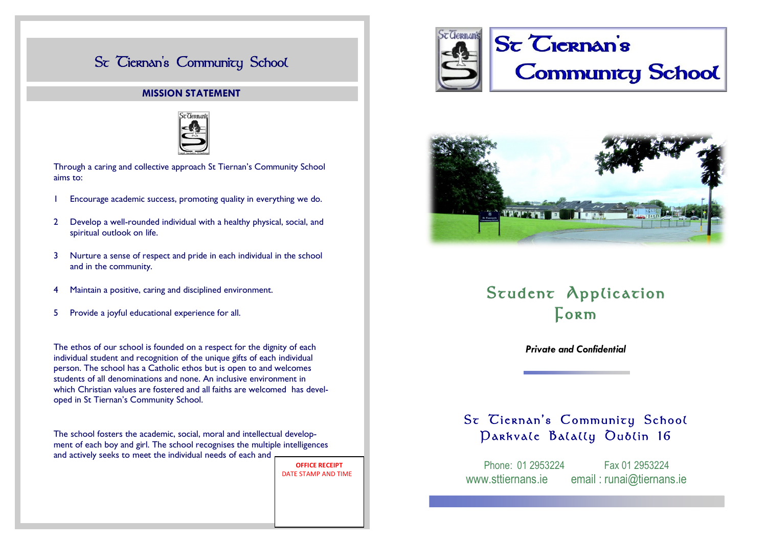# St Tiernan's Community School

## MISSION STATEMENT

Through a caring and collective approach St Tiernan's Community School aims to:

1. Encourage academic success, promoting quality in everything we do.
2. Develop a well-rounded individual with a healthy physical, social, and spiritual outlook on life.
3. Nurture a sense of respect and pride in each individual in the school and in the community.
4. Maintain a positive, caring and disciplined environment.
5. Provide a joyful educational experience for all.

The ethos of our school is founded on a respect for the dignity of each individual student and recognition of the unique gifts of each individual person. The school has a Catholic ethos but is open to and welcomes students of all denominations and none. An inclusive environment in which Christian values are fostered and all faiths are welcomed has developed in St Tiernan's Community School.

The school fosters the academic, social, moral and intellectual development of each boy and girl. The school recognises the multiple intelligences and actively seeks to meet the individual needs of each and

**OFFICE RECEIPT**
DATE STAMP AND TIME

# St Tiernan's Community School

## Student Application Form

***Private and Confidential***

St Tiernan's Community School
Parkvale Balally Dublin 16

Phone: 01 2953224 Fax 01 2953224
www.sttiernans.ie email : runai@tiernans.ie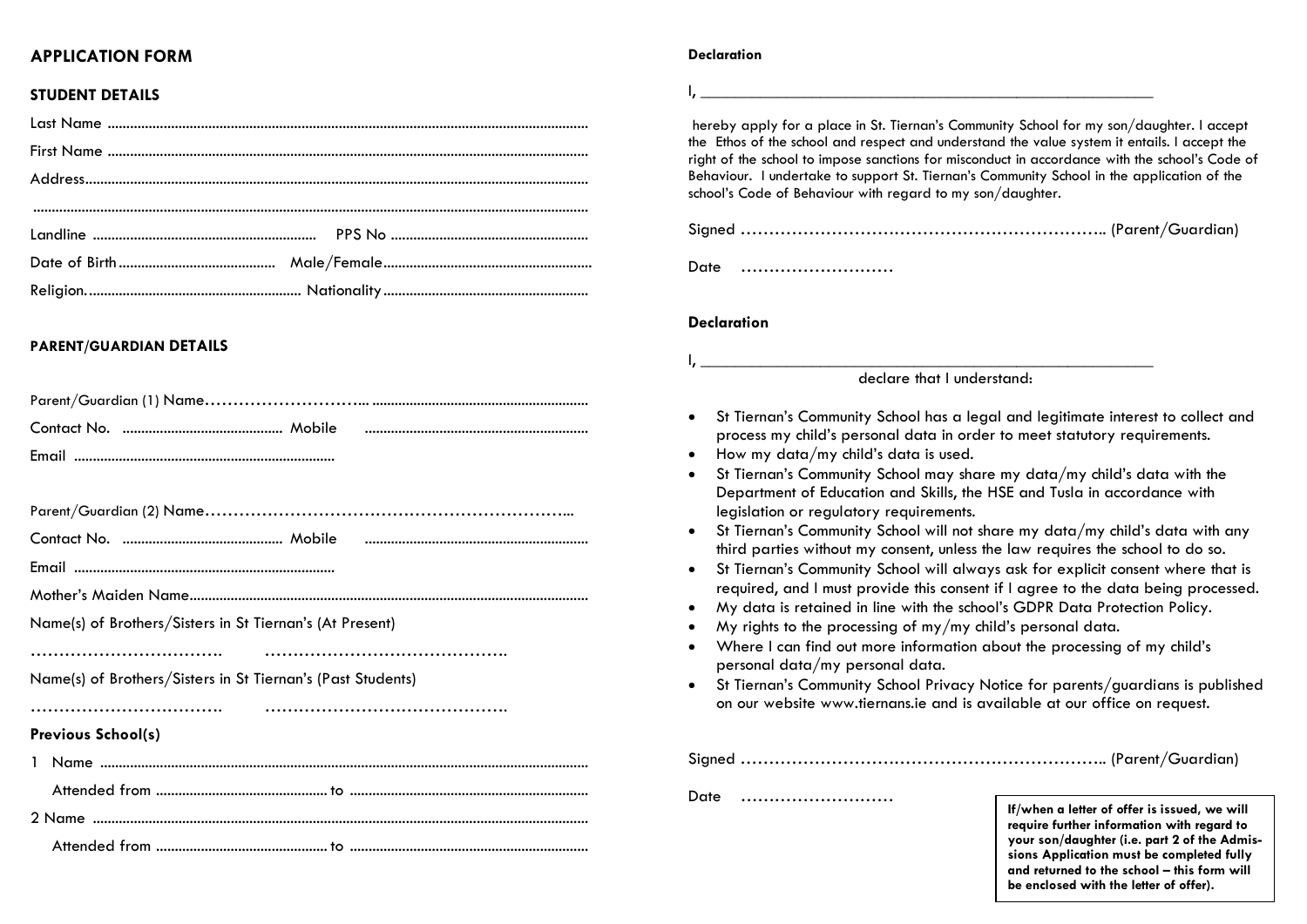## APPLICATION FORM

### STUDENT DETAILS

Last Name ..........................................................................................................................

First Name ..........................................................................................................................

Address...............................................................................................................................

..........................................................................................................................................

Landline ........................................................... PPS No ....................................................

Date of Birth ......................................... Male/Female.......................................................

Religion......................................................... Nationality......................................................

### PARENT/GUARDIAN DETAILS

Parent/Guardian (1) Name………………………... ..........................................................

Contact No. .......................................... Mobile ...........................................................

Email .....................................................................

Parent/Guardian (2) Name…………………………………………………………...

Contact No. .......................................... Mobile ...........................................................

Email .....................................................................

Mother's Maiden Name..........................................................................................................

Name(s) of Brothers/Sisters in St Tiernan's (At Present)

……………………………. …………………………………….

Name(s) of Brothers/Sisters in St Tiernan's (Past Students)

……………………………. …………………………………….

**Previous School(s)**

1 Name ................................................................................................................

Attended from ............................................. to ..............................................................

2 Name ................................................................................................................

Attended from ............................................. to ..............................................................

**Declaration**

I, ________________________________________________________

hereby apply for a place in St. Tiernan's Community School for my son/daughter. I accept the Ethos of the school and respect and understand the value system it entails. I accept the right of the school to impose sanctions for misconduct in accordance with the school's Code of Behaviour. I undertake to support St. Tiernan's Community School in the application of the school's Code of Behaviour with regard to my son/daughter.

Signed ……………………………………………………….. (Parent/Guardian)

Date ………………………

**Declaration**

I, ________________________________________________________

declare that I understand:

- St Tiernan's Community School has a legal and legitimate interest to collect and process my child's personal data in order to meet statutory requirements.
- How my data/my child's data is used.
- St Tiernan's Community School may share my data/my child's data with the Department of Education and Skills, the HSE and Tusla in accordance with legislation or regulatory requirements.
- St Tiernan's Community School will not share my data/my child's data with any third parties without my consent, unless the law requires the school to do so.
- St Tiernan's Community School will always ask for explicit consent where that is required, and I must provide this consent if I agree to the data being processed.
- My data is retained in line with the school's GDPR Data Protection Policy.
- My rights to the processing of my/my child's personal data.
- Where I can find out more information about the processing of my child's personal data/my personal data.
- St Tiernan's Community School Privacy Notice for parents/guardians is published on our website www.tiernans.ie and is available at our office on request.

Signed ……………………………………………………….. (Parent/Guardian)

Date ………………………

**If/when a letter of offer is issued, we will require further information with regard to your son/daughter (i.e. part 2 of the Admissions Application must be completed fully and returned to the school – this form will be enclosed with the letter of offer).**